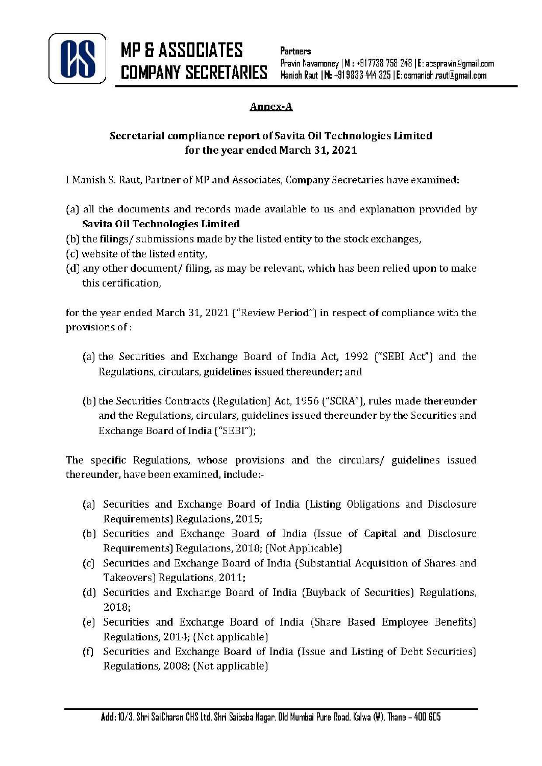**MP & ASSOCIATES**
**COMPANY SECRETARIES**

**Partners**
Pravin Navamoney | M : +91 7738 758 248 | E: acspravin@gmail.com
Manish Raut | M: +91 9833 444 325 | E: csmanish.raut@gmail.com

## Annex-A

### Secretarial compliance report of Savita Oil Technologies Limited for the year ended March 31, 2021

I Manish S. Raut, Partner of MP and Associates, Company Secretaries have examined:

(a) all the documents and records made available to us and explanation provided by **Savita Oil Technologies Limited**
(b) the filings/ submissions made by the listed entity to the stock exchanges,
(c) website of the listed entity,
(d) any other document/ filing, as may be relevant, which has been relied upon to make this certification,

for the year ended March 31, 2021 ("Review Period") in respect of compliance with the provisions of :

(a) the Securities and Exchange Board of India Act, 1992 ("SEBI Act") and the Regulations, circulars, guidelines issued thereunder; and

(b) the Securities Contracts (Regulation) Act, 1956 ("SCRA"), rules made thereunder and the Regulations, circulars, guidelines issued thereunder by the Securities and Exchange Board of India ("SEBI");

The specific Regulations, whose provisions and the circulars/ guidelines issued thereunder, have been examined, include:-

(a) Securities and Exchange Board of India (Listing Obligations and Disclosure Requirements) Regulations, 2015;
(b) Securities and Exchange Board of India (Issue of Capital and Disclosure Requirements) Regulations, 2018; (Not Applicable)
(c) Securities and Exchange Board of India (Substantial Acquisition of Shares and Takeovers) Regulations, 2011;
(d) Securities and Exchange Board of India (Buyback of Securities) Regulations, 2018;
(e) Securities and Exchange Board of India (Share Based Employee Benefits) Regulations, 2014; (Not applicable)
(f) Securities and Exchange Board of India (Issue and Listing of Debt Securities) Regulations, 2008; (Not applicable)

**Add: 10/3, Shri SaiCharan CHS Ltd, Shri Saibaba Nagar, Old Mumbai Pune Road, Kalwa (W), Thane – 400 605**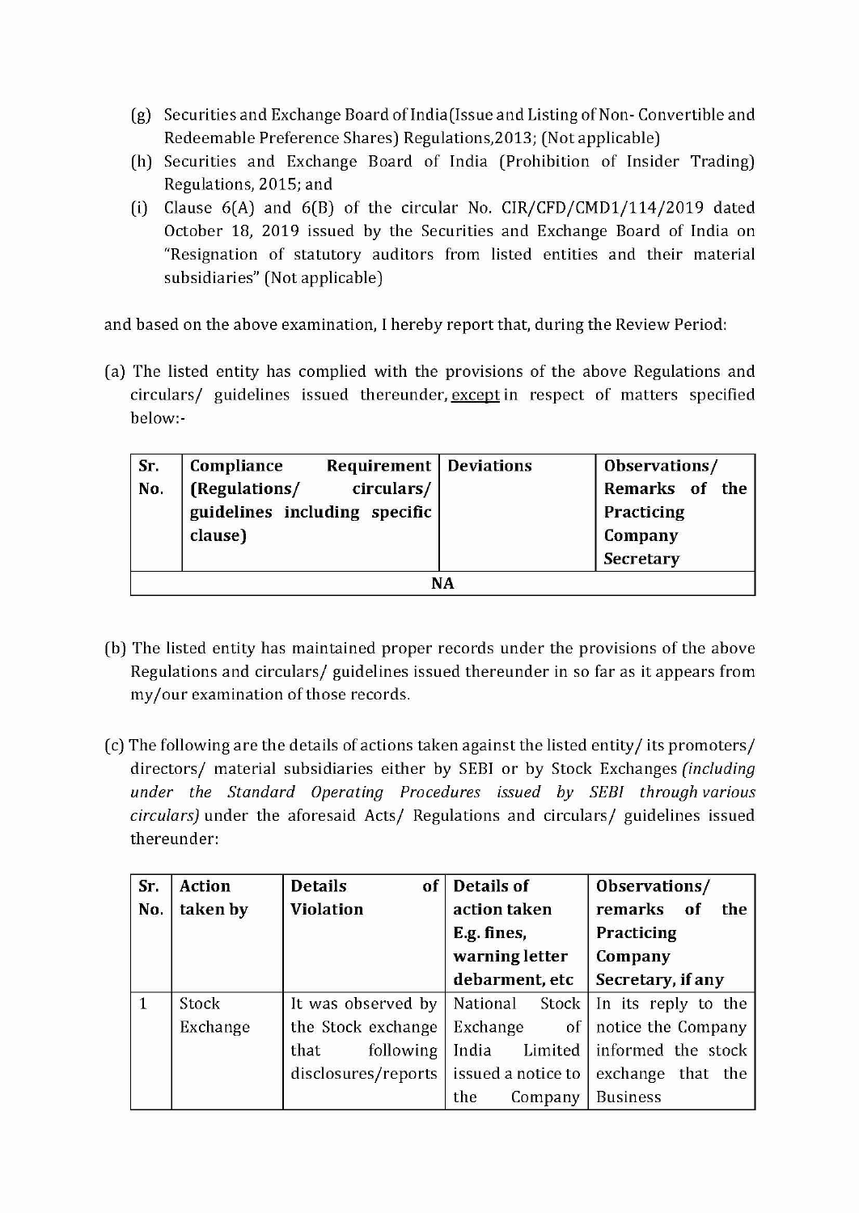(g) Securities and Exchange Board of India(Issue and Listing of Non- Convertible and Redeemable Preference Shares) Regulations,2013; (Not applicable)

(h) Securities and Exchange Board of India (Prohibition of Insider Trading) Regulations, 2015; and

(i) Clause 6(A) and 6(B) of the circular No. CIR/CFD/CMD1/114/2019 dated October 18, 2019 issued by the Securities and Exchange Board of India on "Resignation of statutory auditors from listed entities and their material subsidiaries" (Not applicable)

and based on the above examination, I hereby report that, during the Review Period:

(a) The listed entity has complied with the provisions of the above Regulations and circulars/ guidelines issued thereunder, except in respect of matters specified below:-

| Sr. No. | Compliance Requirement (Regulations/ circulars/ guidelines including specific clause) | Deviations | Observations/ Remarks of the Practicing Company Secretary |
|---|---|---|---|
| NA | | | |

(b) The listed entity has maintained proper records under the provisions of the above Regulations and circulars/ guidelines issued thereunder in so far as it appears from my/our examination of those records.

(c) The following are the details of actions taken against the listed entity/ its promoters/ directors/ material subsidiaries either by SEBI or by Stock Exchanges *(including under the Standard Operating Procedures issued by SEBI through various circulars)* under the aforesaid Acts/ Regulations and circulars/ guidelines issued thereunder:

| Sr. No. | Action taken by | Details of Violation | Details of action taken E.g. fines, warning letter debarment, etc | Observations/ remarks of the Practicing Company Secretary, if any |
|---|---|---|---|---|
| 1 | Stock Exchange | It was observed by the Stock exchange that following disclosures/reports | National Stock Exchange of India Limited issued a notice to the Company | In its reply to the notice the Company informed the stock exchange that the Business |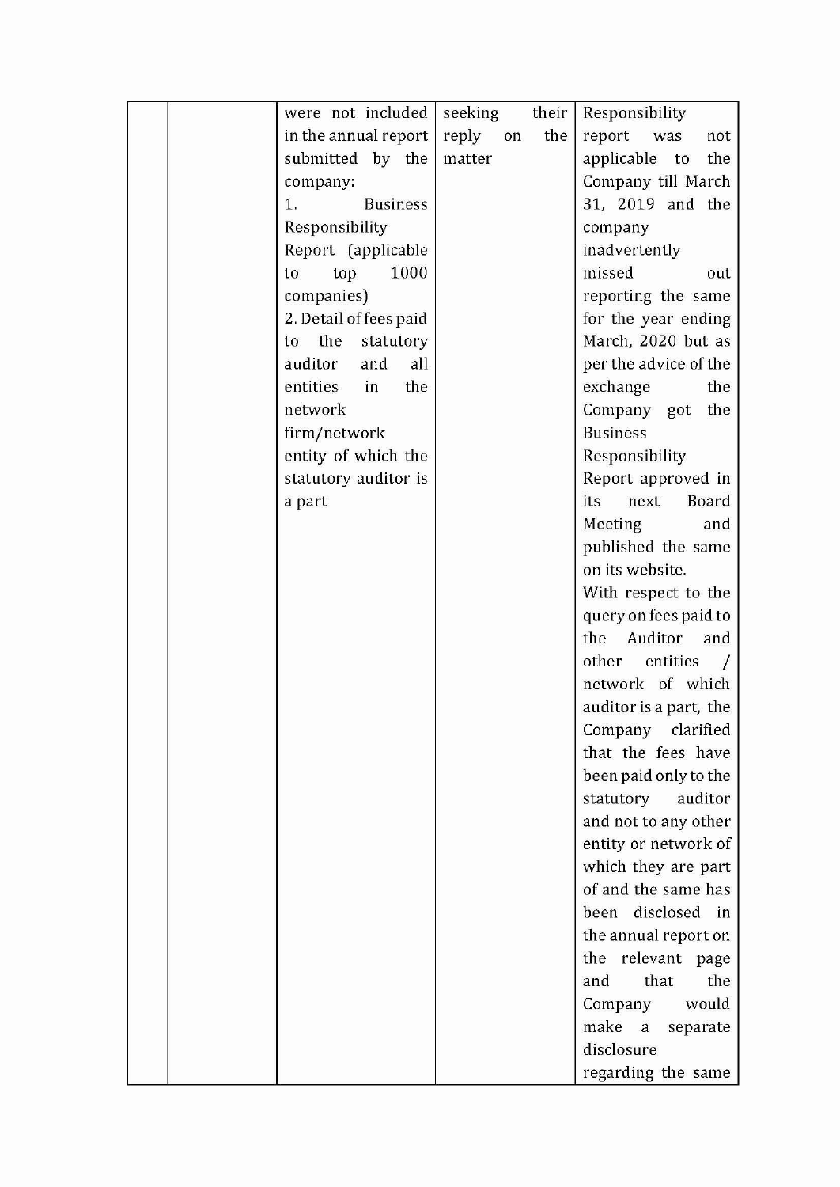| | | were not included in the annual report submitted by the company:<br>1. Business Responsibility Report (applicable to top 1000 companies)<br>2. Detail of fees paid to the statutory auditor and all entities in the network firm/network entity of which the statutory auditor is a part | seeking their reply on the matter | Responsibility report was not applicable to the Company till March 31, 2019 and the company inadvertently missed out reporting the same for the year ending March, 2020 but as per the advice of the exchange the Company got the Business Responsibility Report approved in its next Board Meeting and published the same on its website.<br>With respect to the query on fees paid to the Auditor and other entities / network of which auditor is a part, the Company clarified that the fees have been paid only to the statutory auditor and not to any other entity or network of which they are part of and the same has been disclosed in the annual report on the relevant page and that the Company would make a separate disclosure regarding the same |
|---|---|---|---|---|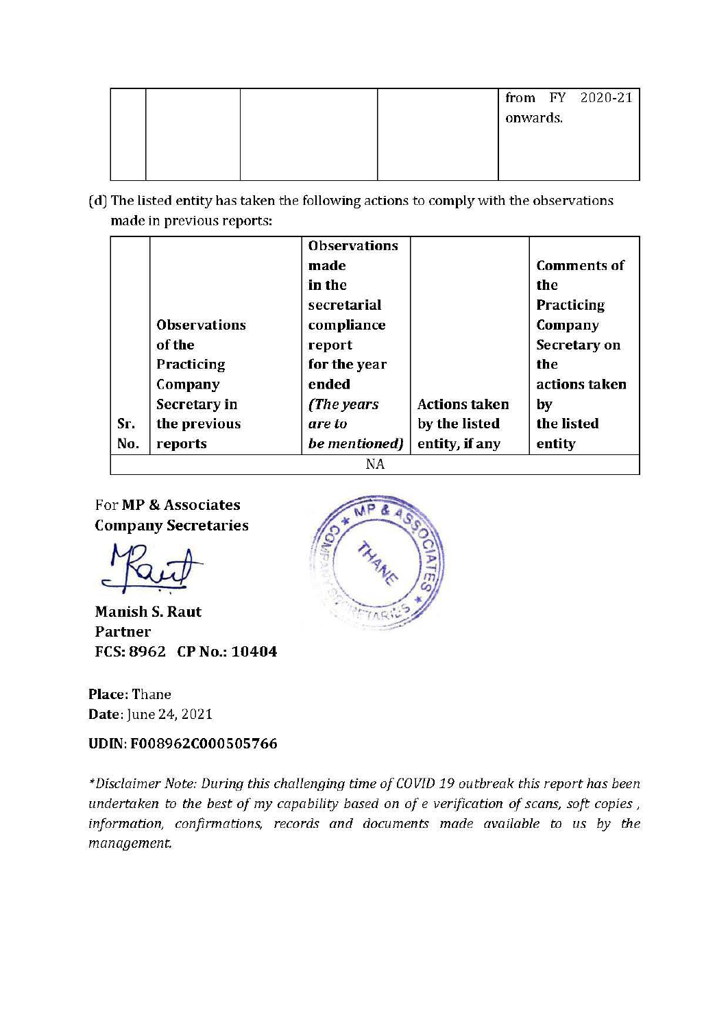| | | | | |
|---|---|---|---|---|
| | | | | from FY 2020-21 onwards. |

(d) The listed entity has taken the following actions to comply with the observations made in previous reports:

| Sr. No. | Observations of the Practicing Company Secretary in the previous reports | Observations made in the secretarial compliance report for the year ended *(The years are to be mentioned)* | Actions taken by the listed entity, if any | Comments of the Practicing Company Secretary on the actions taken by the listed entity |
|---|---|---|---|---|
| NA | | | | |

For **MP & Associates**
**Company Secretaries**

**Manish S. Raut**
**Partner**
**FCS: 8962 CP No.: 10404**

**Place:** Thane
**Date**: June 24, 2021

**UDIN: F008962C000505766**

**Disclaimer Note: During this challenging time of COVID 19 outbreak this report has been undertaken to the best of my capability based on of e verification of scans, soft copies , information, confirmations, records and documents made available to us by the management.*